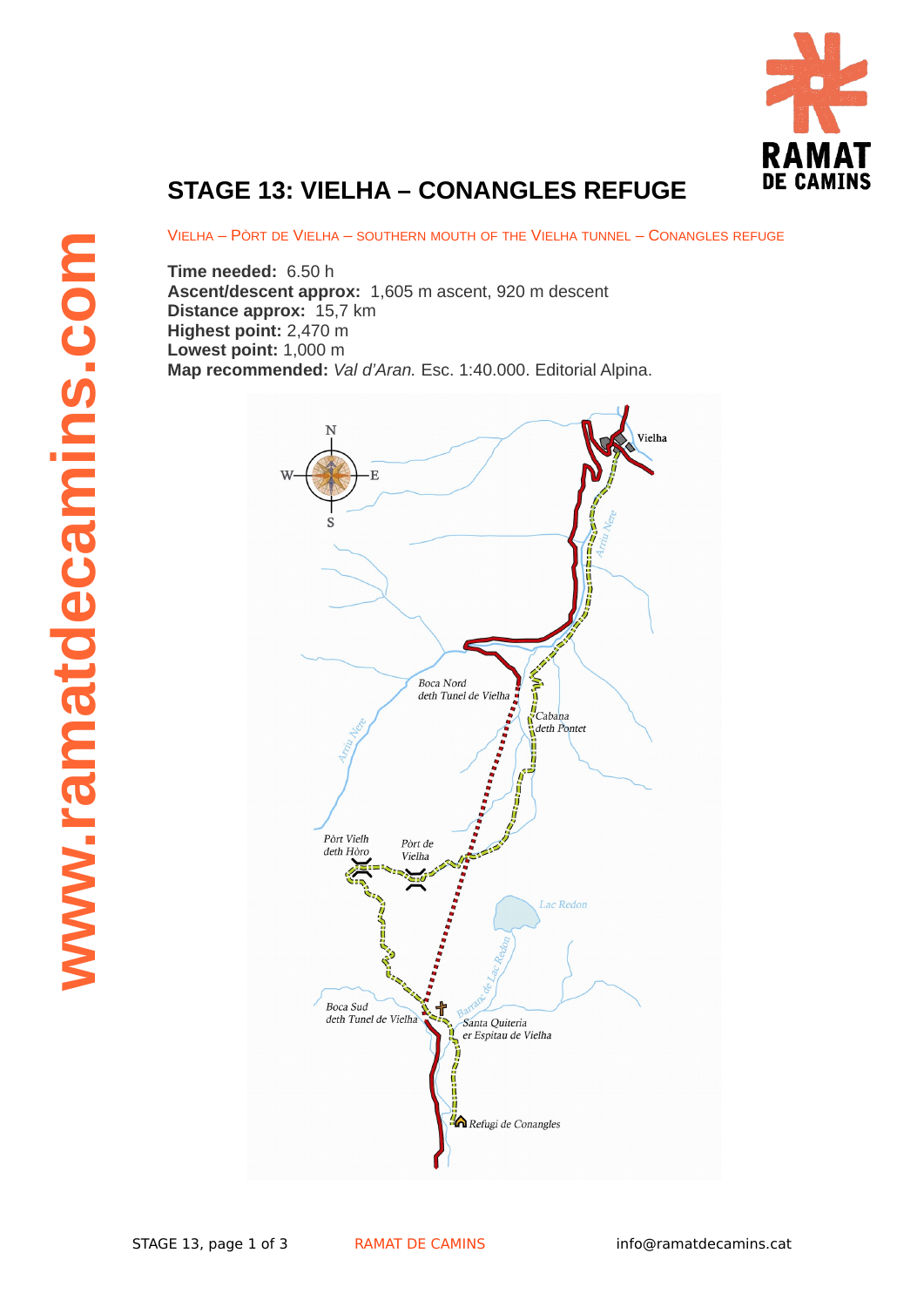# STAGE 13: VIELHA – CONANGLES REFUGE

VIELHA – PÒRT DE VIELHA – SOUTHERN MOUTH OF THE VIELHA TUNNEL – CONANGLES REFUGE

**Time needed:** 6.50 h
**Ascent/descent approx:** 1,605 m ascent, 920 m descent
**Distance approx:** 15,7 km
**Highest point:** 2,470 m
**Lowest point:** 1,000 m
**Map recommended:** *Val d'Aran.* Esc. 1:40.000. Editorial Alpina.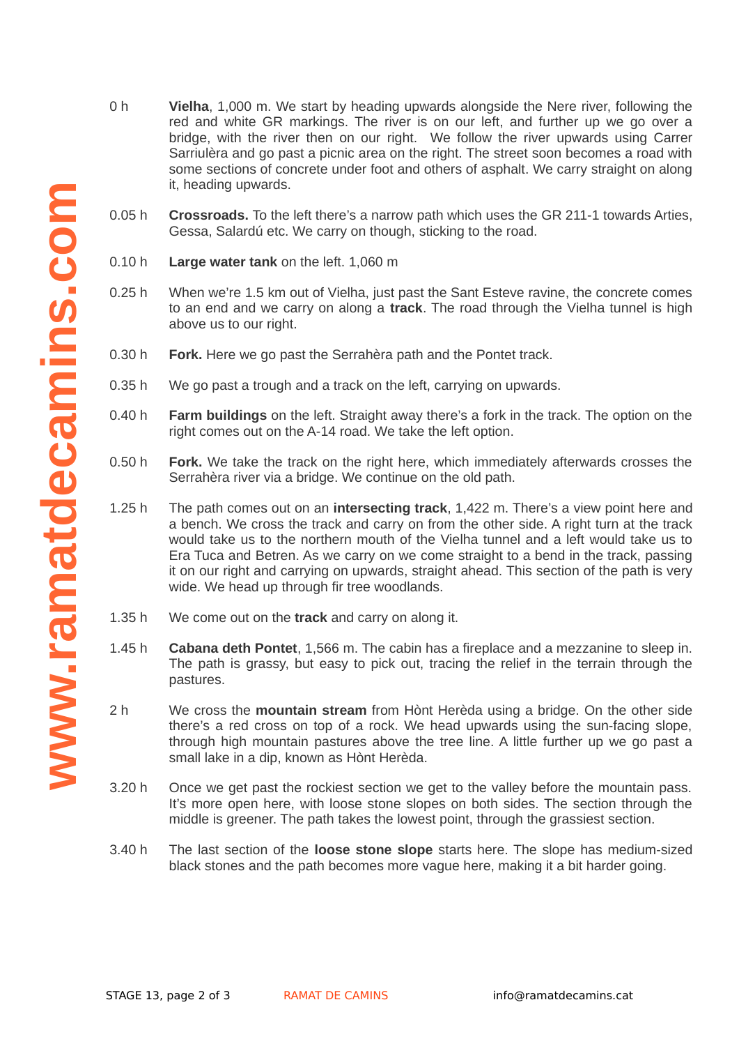| | |
|---|---|
| 0 h | **Vielha**, 1,000 m. We start by heading upwards alongside the Nere river, following the red and white GR markings. The river is on our left, and further up we go over a bridge, with the river then on our right. We follow the river upwards using Carrer Sarriulèra and go past a picnic area on the right. The street soon becomes a road with some sections of concrete under foot and others of asphalt. We carry straight on along it, heading upwards. |
| 0.05 h | **Crossroads.** To the left there's a narrow path which uses the GR 211-1 towards Arties, Gessa, Salardú etc. We carry on though, sticking to the road. |
| 0.10 h | **Large water tank** on the left. 1,060 m |
| 0.25 h | When we're 1.5 km out of Vielha, just past the Sant Esteve ravine, the concrete comes to an end and we carry on along a **track**. The road through the Vielha tunnel is high above us to our right. |
| 0.30 h | **Fork.** Here we go past the Serrahèra path and the Pontet track. |
| 0.35 h | We go past a trough and a track on the left, carrying on upwards. |
| 0.40 h | **Farm buildings** on the left. Straight away there's a fork in the track. The option on the right comes out on the A-14 road. We take the left option. |
| 0.50 h | **Fork.** We take the track on the right here, which immediately afterwards crosses the Serrahèra river via a bridge. We continue on the old path. |
| 1.25 h | The path comes out on an **intersecting track**, 1,422 m. There's a view point here and a bench. We cross the track and carry on from the other side. A right turn at the track would take us to the northern mouth of the Vielha tunnel and a left would take us to Era Tuca and Betren. As we carry on we come straight to a bend in the track, passing it on our right and carrying on upwards, straight ahead. This section of the path is very wide. We head up through fir tree woodlands. |
| 1.35 h | We come out on the **track** and carry on along it. |
| 1.45 h | **Cabana deth Pontet**, 1,566 m. The cabin has a fireplace and a mezzanine to sleep in. The path is grassy, but easy to pick out, tracing the relief in the terrain through the pastures. |
| 2 h | We cross the **mountain stream** from Hònt Herèda using a bridge. On the other side there's a red cross on top of a rock. We head upwards using the sun-facing slope, through high mountain pastures above the tree line. A little further up we go past a small lake in a dip, known as Hònt Herèda. |
| 3.20 h | Once we get past the rockiest section we get to the valley before the mountain pass. It's more open here, with loose stone slopes on both sides. The section through the middle is greener. The path takes the lowest point, through the grassiest section. |
| 3.40 h | The last section of the **loose stone slope** starts here. The slope has medium-sized black stones and the path becomes more vague here, making it a bit harder going. |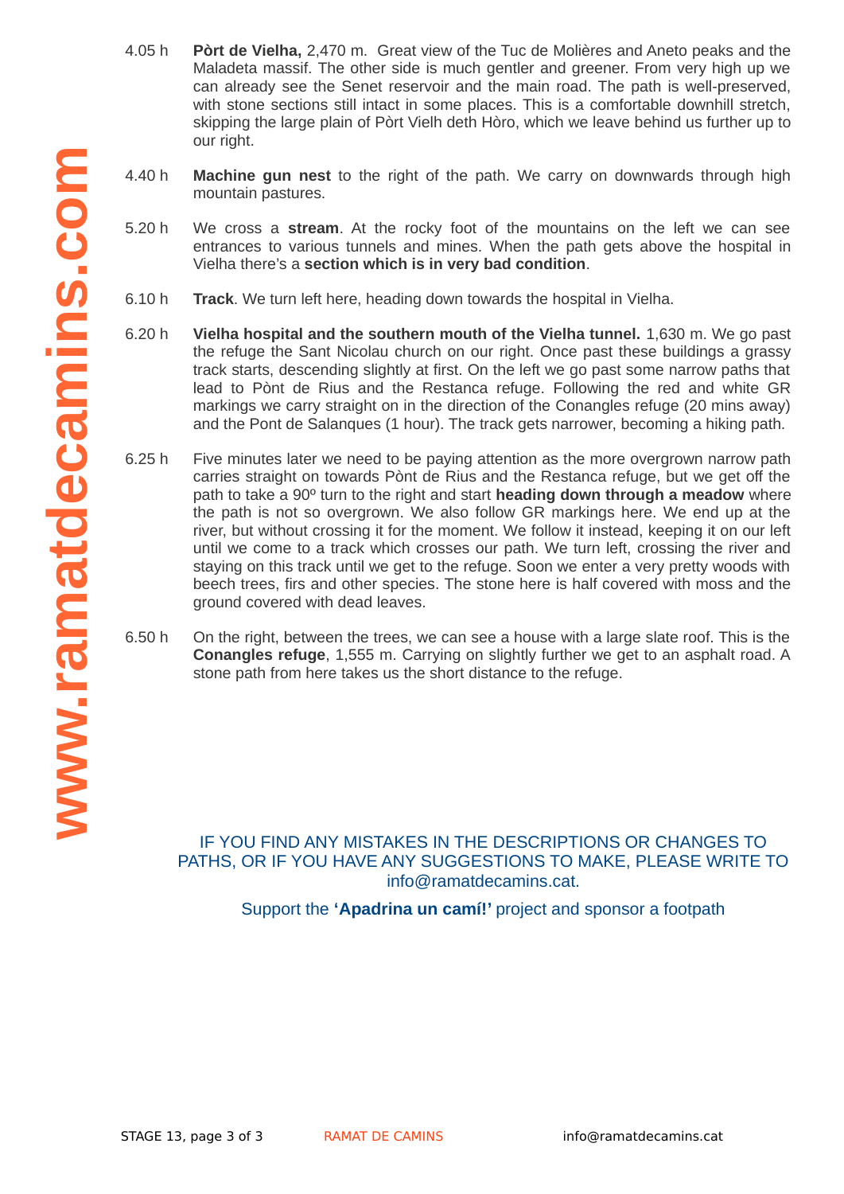4.05 h **Pòrt de Vielha,** 2,470 m. Great view of the Tuc de Molières and Aneto peaks and the Maladeta massif. The other side is much gentler and greener. From very high up we can already see the Senet reservoir and the main road. The path is well-preserved, with stone sections still intact in some places. This is a comfortable downhill stretch, skipping the large plain of Pòrt Vielh deth Hòro, which we leave behind us further up to our right.

4.40 h **Machine gun nest** to the right of the path. We carry on downwards through high mountain pastures.

5.20 h We cross a **stream**. At the rocky foot of the mountains on the left we can see entrances to various tunnels and mines. When the path gets above the hospital in Vielha there's a **section which is in very bad condition**.

6.10 h **Track**. We turn left here, heading down towards the hospital in Vielha.

6.20 h **Vielha hospital and the southern mouth of the Vielha tunnel.** 1,630 m. We go past the refuge the Sant Nicolau church on our right. Once past these buildings a grassy track starts, descending slightly at first. On the left we go past some narrow paths that lead to Pònt de Rius and the Restanca refuge. Following the red and white GR markings we carry straight on in the direction of the Conangles refuge (20 mins away) and the Pont de Salanques (1 hour). The track gets narrower, becoming a hiking path.

6.25 h Five minutes later we need to be paying attention as the more overgrown narrow path carries straight on towards Pònt de Rius and the Restanca refuge, but we get off the path to take a 90º turn to the right and start **heading down through a meadow** where the path is not so overgrown. We also follow GR markings here. We end up at the river, but without crossing it for the moment. We follow it instead, keeping it on our left until we come to a track which crosses our path. We turn left, crossing the river and staying on this track until we get to the refuge. Soon we enter a very pretty woods with beech trees, firs and other species. The stone here is half covered with moss and the ground covered with dead leaves.

6.50 h On the right, between the trees, we can see a house with a large slate roof. This is the **Conangles refuge**, 1,555 m. Carrying on slightly further we get to an asphalt road. A stone path from here takes us the short distance to the refuge.

IF YOU FIND ANY MISTAKES IN THE DESCRIPTIONS OR CHANGES TO PATHS, OR IF YOU HAVE ANY SUGGESTIONS TO MAKE, PLEASE WRITE TO info@ramatdecamins.cat.

Support the **'Apadrina un camí!'** project and sponsor a footpath